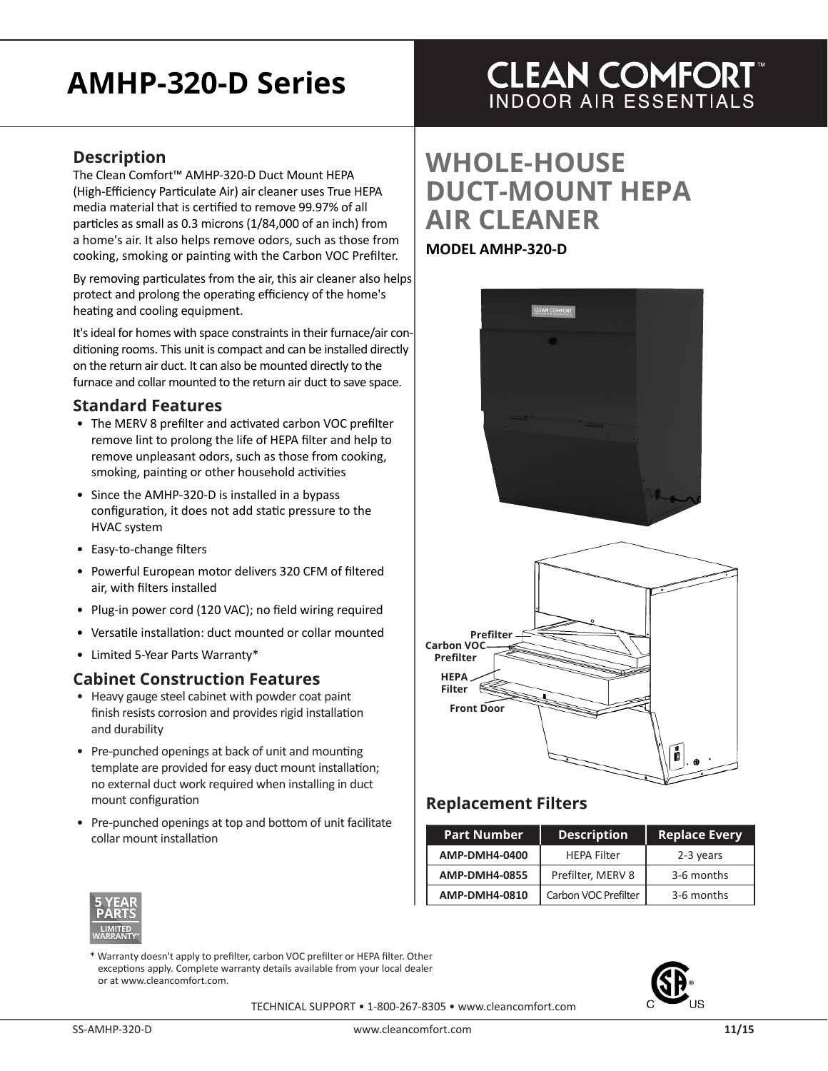# AMHP-320-D Series

**CLEAN COMFORT™**
INDOOR AIR ESSENTIALS

## WHOLE-HOUSE DUCT-MOUNT HEPA AIR CLEANER

**MODEL AMHP-320-D**

## Description

The Clean Comfort™ AMHP-320-D Duct Mount HEPA (High-Efficiency Particulate Air) air cleaner uses True HEPA media material that is certified to remove 99.97% of all particles as small as 0.3 microns (1/84,000 of an inch) from a home's air. It also helps remove odors, such as those from cooking, smoking or painting with the Carbon VOC Prefilter.

By removing particulates from the air, this air cleaner also helps protect and prolong the operating efficiency of the home's heating and cooling equipment.

It's ideal for homes with space constraints in their furnace/air conditioning rooms. This unit is compact and can be installed directly on the return air duct. It can also be mounted directly to the furnace and collar mounted to the return air duct to save space.

## Standard Features

- The MERV 8 prefilter and activated carbon VOC prefilter remove lint to prolong the life of HEPA filter and help to remove unpleasant odors, such as those from cooking, smoking, painting or other household activities
- Since the AMHP-320-D is installed in a bypass configuration, it does not add static pressure to the HVAC system
- Easy-to-change filters
- Powerful European motor delivers 320 CFM of filtered air, with filters installed
- Plug-in power cord (120 VAC); no field wiring required
- Versatile installation: duct mounted or collar mounted
- Limited 5-Year Parts Warranty*

## Cabinet Construction Features

- Heavy gauge steel cabinet with powder coat paint finish resists corrosion and provides rigid installation and durability
- Pre-punched openings at back of unit and mounting template are provided for easy duct mount installation; no external duct work required when installing in duct mount configuration
- Pre-punched openings at top and bottom of unit facilitate collar mount installation

Prefilter
Carbon VOC Prefilter
HEPA Filter
Front Door

## Replacement Filters

| Part Number | Description | Replace Every |
|---|---|---|
| AMP-DMH4-0400 | HEPA Filter | 2-3 years |
| AMP-DMH4-0855 | Prefilter, MERV 8 | 3-6 months |
| AMP-DMH4-0810 | Carbon VOC Prefilter | 3-6 months |

5 YEAR PARTS LIMITED WARRANTY*

\* Warranty doesn't apply to prefilter, carbon VOC prefilter or HEPA filter. Other exceptions apply. Complete warranty details available from your local dealer or at www.cleancomfort.com.

TECHNICAL SUPPORT • 1-800-267-8305 • www.cleancomfort.com

SS-AMHP-320-D | www.cleancomfort.com | 11/15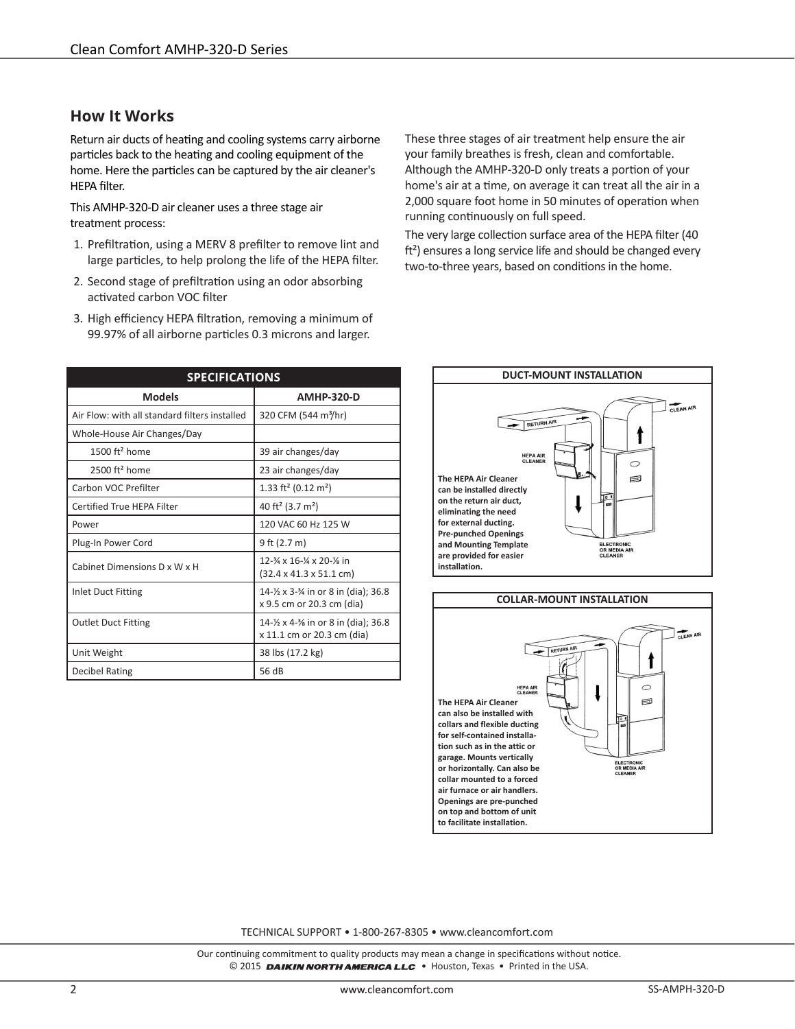## How It Works

Return air ducts of heating and cooling systems carry airborne particles back to the heating and cooling equipment of the home. Here the particles can be captured by the air cleaner's HEPA filter.

This AMHP-320-D air cleaner uses a three stage air treatment process:

1. Prefiltration, using a MERV 8 prefilter to remove lint and large particles, to help prolong the life of the HEPA filter.
2. Second stage of prefiltration using an odor absorbing activated carbon VOC filter
3. High efficiency HEPA filtration, removing a minimum of 99.97% of all airborne particles 0.3 microns and larger.

These three stages of air treatment help ensure the air your family breathes is fresh, clean and comfortable. Although the AMHP-320-D only treats a portion of your home's air at a time, on average it can treat all the air in a 2,000 square foot home in 50 minutes of operation when running continuously on full speed.

The very large collection surface area of the HEPA filter (40 ft²) ensures a long service life and should be changed every two-to-three years, based on conditions in the home.

| SPECIFICATIONS | |
|---|---|
| Models | AMHP-320-D |
| Air Flow: with all standard filters installed | 320 CFM (544 m³/hr) |
| Whole-House Air Changes/Day | |
| 1500 ft² home | 39 air changes/day |
| 2500 ft² home | 23 air changes/day |
| Carbon VOC Prefilter | 1.33 ft² (0.12 m²) |
| Certified True HEPA Filter | 40 ft² (3.7 m²) |
| Power | 120 VAC 60 Hz 125 W |
| Plug-In Power Cord | 9 ft (2.7 m) |
| Cabinet Dimensions D x W x H | 12-¾ x 16-¼ x 20-⅛ in (32.4 x 41.3 x 51.1 cm) |
| Inlet Duct Fitting | 14-½ x 3-¾ in or 8 in (dia); 36.8 x 9.5 cm or 20.3 cm (dia) |
| Outlet Duct Fitting | 14-½ x 4-⅜ in or 8 in (dia); 36.8 x 11.1 cm or 20.3 cm (dia) |
| Unit Weight | 38 lbs (17.2 kg) |
| Decibel Rating | 56 dB |

### DUCT-MOUNT INSTALLATION

RETURN AIR

CLEAN AIR

HEPA AIR CLEANER

ELECTRONIC OR MEDIA AIR CLEANER

**The HEPA Air Cleaner can be installed directly on the return air duct, eliminating the need for external ducting. Pre-punched Openings and Mounting Template are provided for easier installation.**

### COLLAR-MOUNT INSTALLATION

RETURN AIR

CLEAN AIR

HEPA AIR CLEANER

ELECTRONIC OR MEDIA AIR CLEANER

**The HEPA Air Cleaner can also be installed with collars and flexible ducting for self-contained installation such as in the attic or garage. Mounts vertically or horizontally. Can also be collar mounted to a forced air furnace or air handlers. Openings are pre-punched on top and bottom of unit to facilitate installation.**

TECHNICAL SUPPORT • 1-800-267-8305 • www.cleancomfort.com

Our continuing commitment to quality products may mean a change in specifications without notice.
© 2015 DAIKIN NORTH AMERICA LLC • Houston, Texas • Printed in the USA.

SS-AMPH-320-D